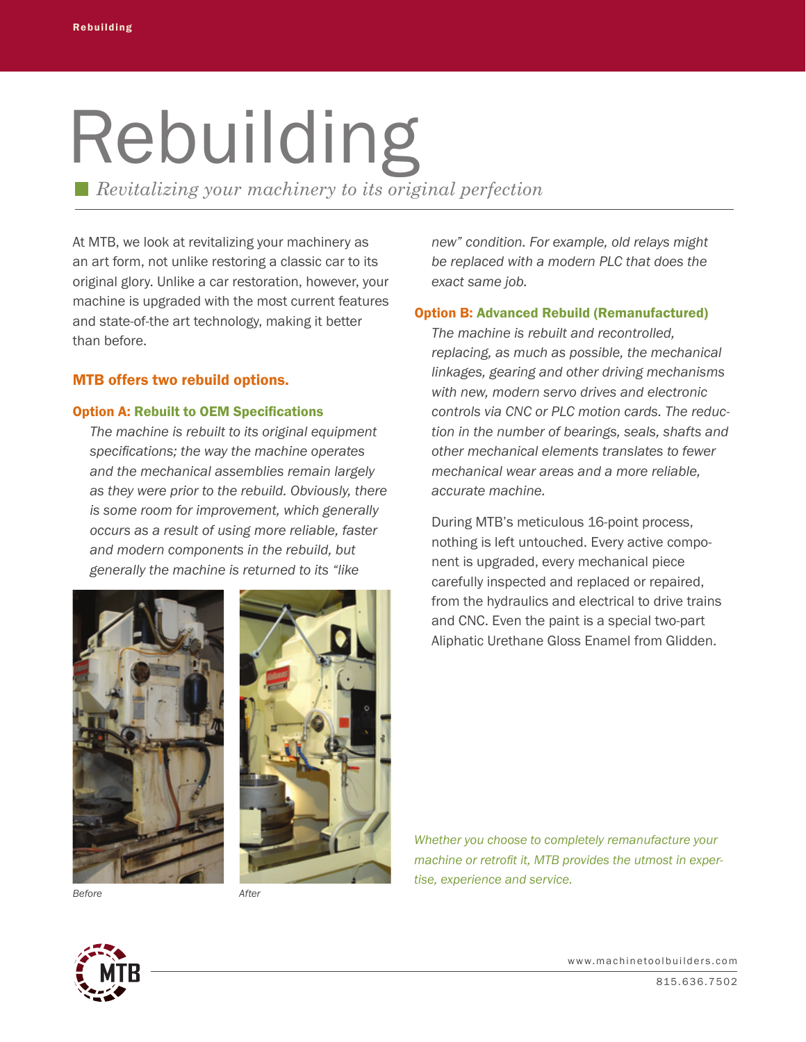# Rebuilding

*Revitalizing your machinery to its original perfection*

At MTB, we look at revitalizing your machinery as an art form, not unlike restoring a classic car to its original glory. Unlike a car restoration, however, your machine is upgraded with the most current features and state-of-the art technology, making it better than before.

## MTB offers two rebuild options.

### Option A: Rebuilt to OEM Specifications

*The machine is rebuilt to its original equipment specifications; the way the machine operates and the mechanical assemblies remain largely as they were prior to the rebuild. Obviously, there is some room for improvement, which generally occurs as a result of using more reliable, faster and modern components in the rebuild, but generally the machine is returned to its "like new" condition. For example, old relays might be replaced with a modern PLC that does the exact same job.*

Before

After

### Option B: Advanced Rebuild (Remanufactured)

*The machine is rebuilt and recontrolled, replacing, as much as possible, the mechanical linkages, gearing and other driving mechanisms with new, modern servo drives and electronic controls via CNC or PLC motion cards. The reduction in the number of bearings, seals, shafts and other mechanical elements translates to fewer mechanical wear areas and a more reliable, accurate machine.*

During MTB's meticulous 16-point process, nothing is left untouched. Every active component is upgraded, every mechanical piece carefully inspected and replaced or repaired, from the hydraulics and electrical to drive trains and CNC. Even the paint is a special two-part Aliphatic Urethane Gloss Enamel from Glidden.

*Whether you choose to completely remanufacture your machine or retrofit it, MTB provides the utmost in expertise, experience and service.*

www.machinetoolbuilders.com

815.636.7502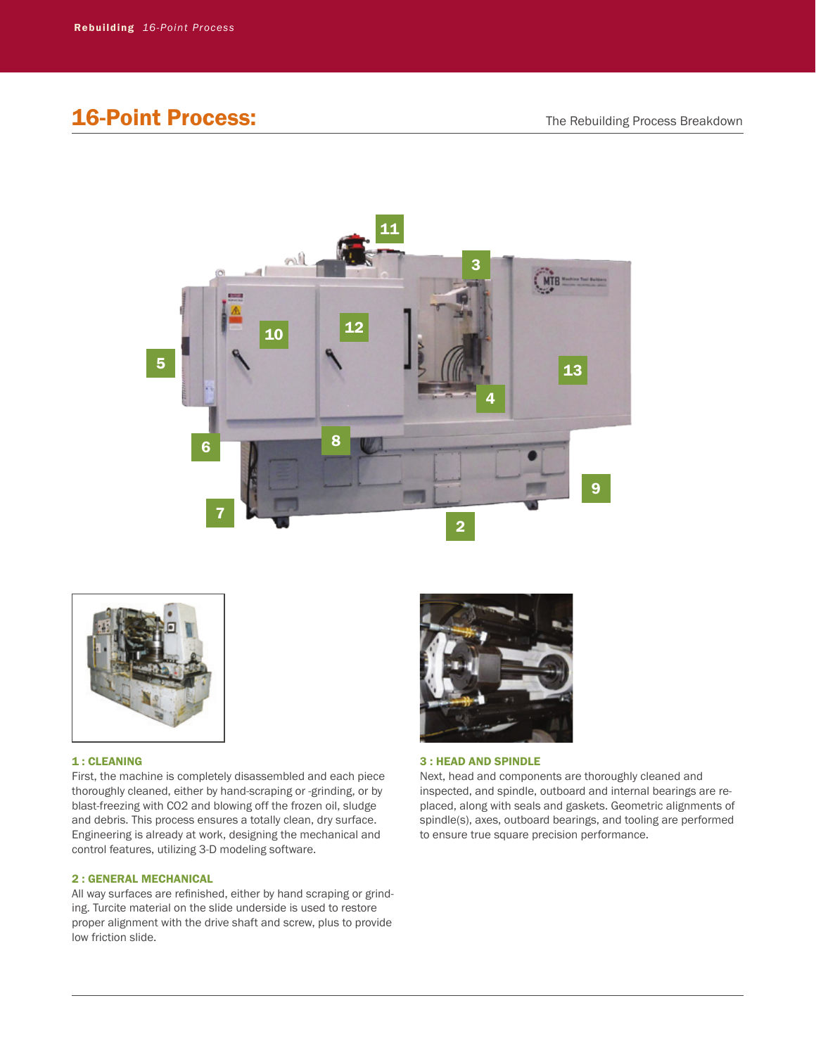# 16-Point Process:

The Rebuilding Process Breakdown

### 1 : CLEANING

First, the machine is completely disassembled and each piece thoroughly cleaned, either by hand-scraping or -grinding, or by blast-freezing with $CO_2$ and blowing off the frozen oil, sludge and debris. This process ensures a totally clean, dry surface. Engineering is already at work, designing the mechanical and control features, utilizing 3-D modeling software.

### 2 : GENERAL MECHANICAL

All way surfaces are refinished, either by hand scraping or grinding. Turcite material on the slide underside is used to restore proper alignment with the drive shaft and screw, plus to provide low friction slide.

### 3 : HEAD AND SPINDLE

Next, head and components are thoroughly cleaned and inspected, and spindle, outboard and internal bearings are replaced, along with seals and gaskets. Geometric alignments of spindle(s), axes, outboard bearings, and tooling are performed to ensure true square precision performance.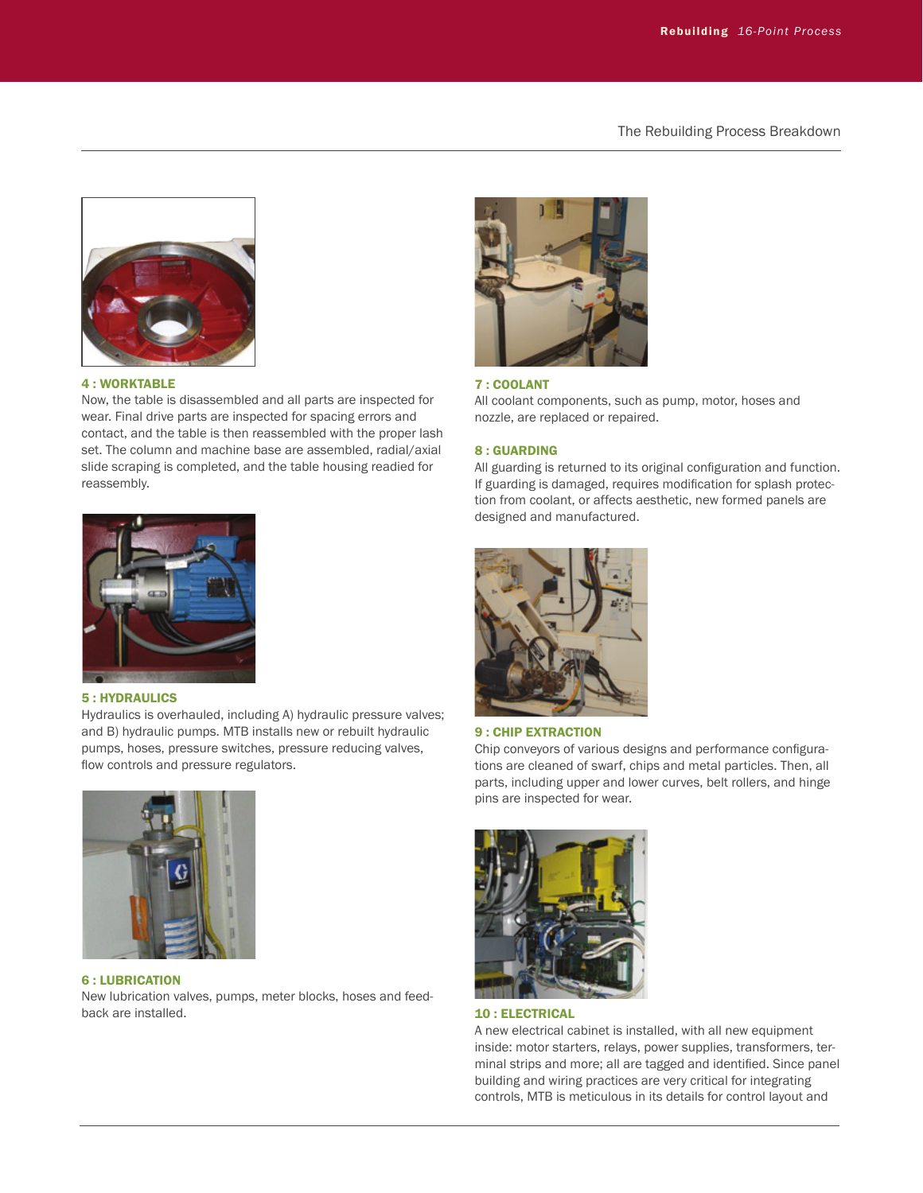The Rebuilding Process Breakdown

**4 : WORKTABLE**

Now, the table is disassembled and all parts are inspected for wear. Final drive parts are inspected for spacing errors and contact, and the table is then reassembled with the proper lash set. The column and machine base are assembled, radial/axial slide scraping is completed, and the table housing readied for reassembly.

**5 : HYDRAULICS**

Hydraulics is overhauled, including A) hydraulic pressure valves; and B) hydraulic pumps. MTB installs new or rebuilt hydraulic pumps, hoses, pressure switches, pressure reducing valves, flow controls and pressure regulators.

**6 : LUBRICATION**

New lubrication valves, pumps, meter blocks, hoses and feedback are installed.

**7 : COOLANT**

All coolant components, such as pump, motor, hoses and nozzle, are replaced or repaired.

**8 : GUARDING**

All guarding is returned to its original configuration and function. If guarding is damaged, requires modification for splash protection from coolant, or affects aesthetic, new formed panels are designed and manufactured.

**9 : CHIP EXTRACTION**

Chip conveyors of various designs and performance configurations are cleaned of swarf, chips and metal particles. Then, all parts, including upper and lower curves, belt rollers, and hinge pins are inspected for wear.

**10 : ELECTRICAL**

A new electrical cabinet is installed, with all new equipment inside: motor starters, relays, power supplies, transformers, terminal strips and more; all are tagged and identified. Since panel building and wiring practices are very critical for integrating controls, MTB is meticulous in its details for control layout and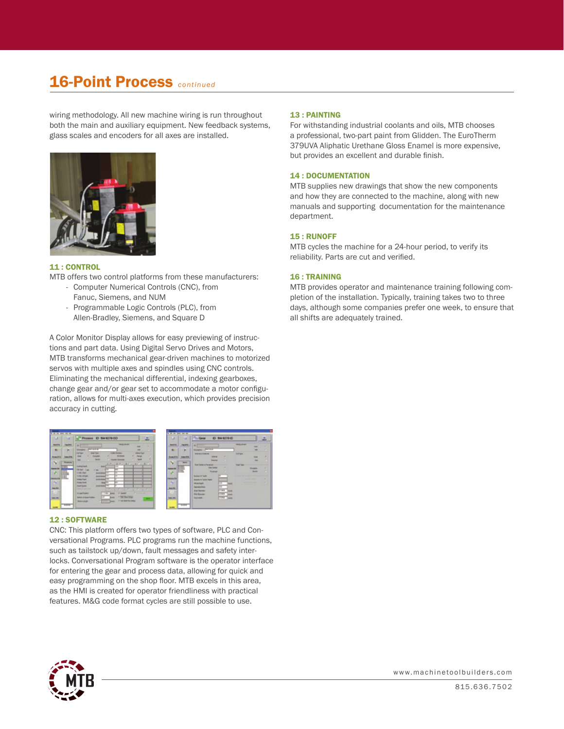## 16-Point Process *continued*

wiring methodology. All new machine wiring is run throughout both the main and auxiliary equipment. New feedback systems, glass scales and encoders for all axes are installed.

### 11 : CONTROL

MTB offers two control platforms from these manufacturers:

- Computer Numerical Controls (CNC), from Fanuc, Siemens, and NUM
- Programmable Logic Controls (PLC), from Allen-Bradley, Siemens, and Square D

A Color Monitor Display allows for easy previewing of instructions and part data. Using Digital Servo Drives and Motors, MTB transforms mechanical gear-driven machines to motorized servos with multiple axes and spindles using CNC controls. Eliminating the mechanical differential, indexing gearboxes, change gear and/or gear set to accommodate a motor configuration, allows for multi-axes execution, which provides precision accuracy in cutting.

### 12 : SOFTWARE

CNC: This platform offers two types of software, PLC and Conversational Programs. PLC programs run the machine functions, such as tailstock up/down, fault messages and safety interlocks. Conversational Program software is the operator interface for entering the gear and process data, allowing for quick and easy programming on the shop floor. MTB excels in this area, as the HMI is created for operator friendliness with practical features. M&G code format cycles are still possible to use.

### 13 : PAINTING

For withstanding industrial coolants and oils, MTB chooses a professional, two-part paint from Glidden. The EuroTherm 379UVA Aliphatic Urethane Gloss Enamel is more expensive, but provides an excellent and durable finish.

### 14 : DOCUMENTATION

MTB supplies new drawings that show the new components and how they are connected to the machine, along with new manuals and supporting documentation for the maintenance department.

### 15 : RUNOFF

MTB cycles the machine for a 24-hour period, to verify its reliability. Parts are cut and verified.

### 16 : TRAINING

MTB provides operator and maintenance training following completion of the installation. Typically, training takes two to three days, although some companies prefer one week, to ensure that all shifts are adequately trained.

MTB

www.machinetoolbuilders.com

815.636.7502